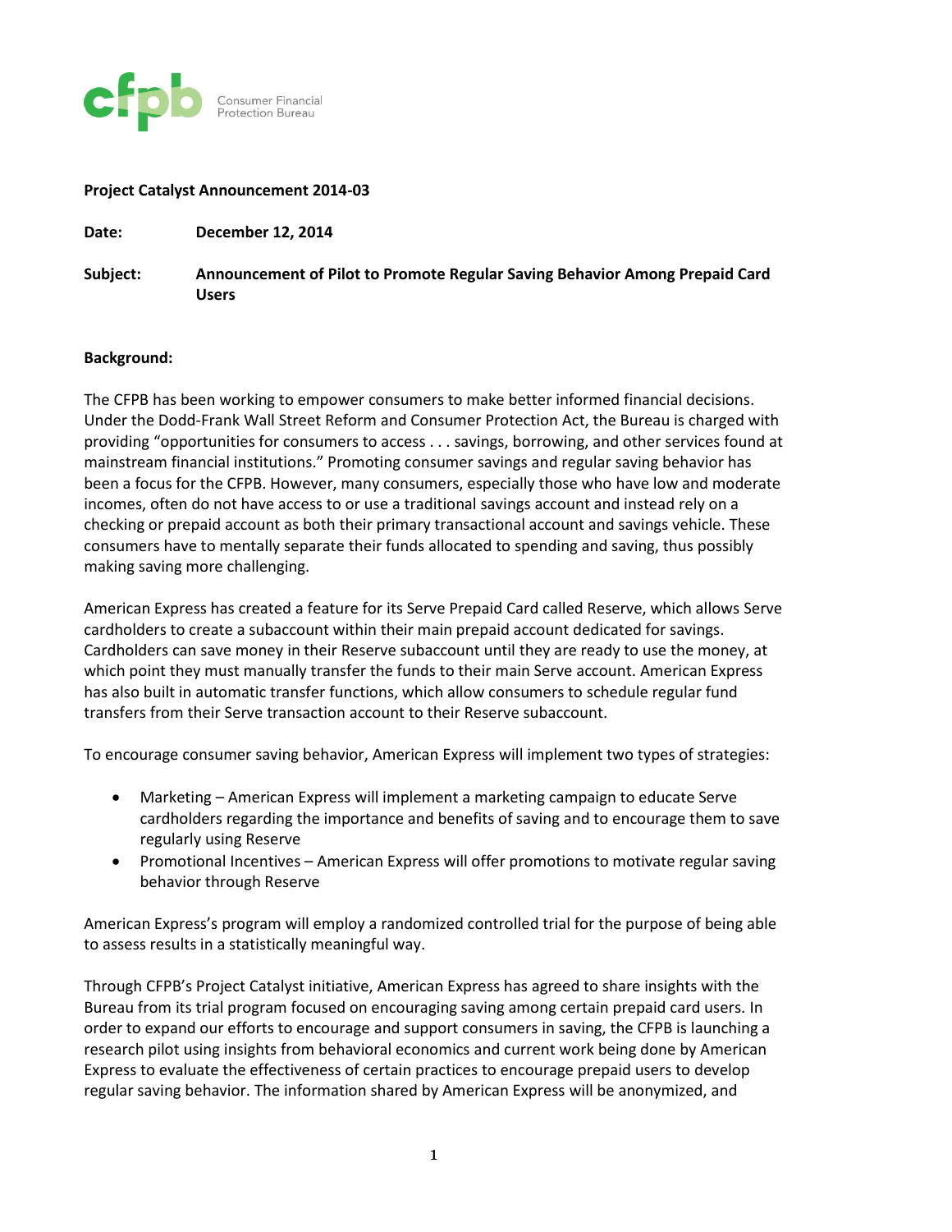**Project Catalyst Announcement 2014-03**

**Date:** **December 12, 2014**

**Subject:** **Announcement of Pilot to Promote Regular Saving Behavior Among Prepaid Card Users**

**Background:**

The CFPB has been working to empower consumers to make better informed financial decisions. Under the Dodd-Frank Wall Street Reform and Consumer Protection Act, the Bureau is charged with providing "opportunities for consumers to access . . . savings, borrowing, and other services found at mainstream financial institutions." Promoting consumer savings and regular saving behavior has been a focus for the CFPB. However, many consumers, especially those who have low and moderate incomes, often do not have access to or use a traditional savings account and instead rely on a checking or prepaid account as both their primary transactional account and savings vehicle. These consumers have to mentally separate their funds allocated to spending and saving, thus possibly making saving more challenging.

American Express has created a feature for its Serve Prepaid Card called Reserve, which allows Serve cardholders to create a subaccount within their main prepaid account dedicated for savings. Cardholders can save money in their Reserve subaccount until they are ready to use the money, at which point they must manually transfer the funds to their main Serve account. American Express has also built in automatic transfer functions, which allow consumers to schedule regular fund transfers from their Serve transaction account to their Reserve subaccount.

To encourage consumer saving behavior, American Express will implement two types of strategies:

- Marketing – American Express will implement a marketing campaign to educate Serve cardholders regarding the importance and benefits of saving and to encourage them to save regularly using Reserve
- Promotional Incentives – American Express will offer promotions to motivate regular saving behavior through Reserve

American Express's program will employ a randomized controlled trial for the purpose of being able to assess results in a statistically meaningful way.

Through CFPB's Project Catalyst initiative, American Express has agreed to share insights with the Bureau from its trial program focused on encouraging saving among certain prepaid card users. In order to expand our efforts to encourage and support consumers in saving, the CFPB is launching a research pilot using insights from behavioral economics and current work being done by American Express to evaluate the effectiveness of certain practices to encourage prepaid users to develop regular saving behavior. The information shared by American Express will be anonymized, and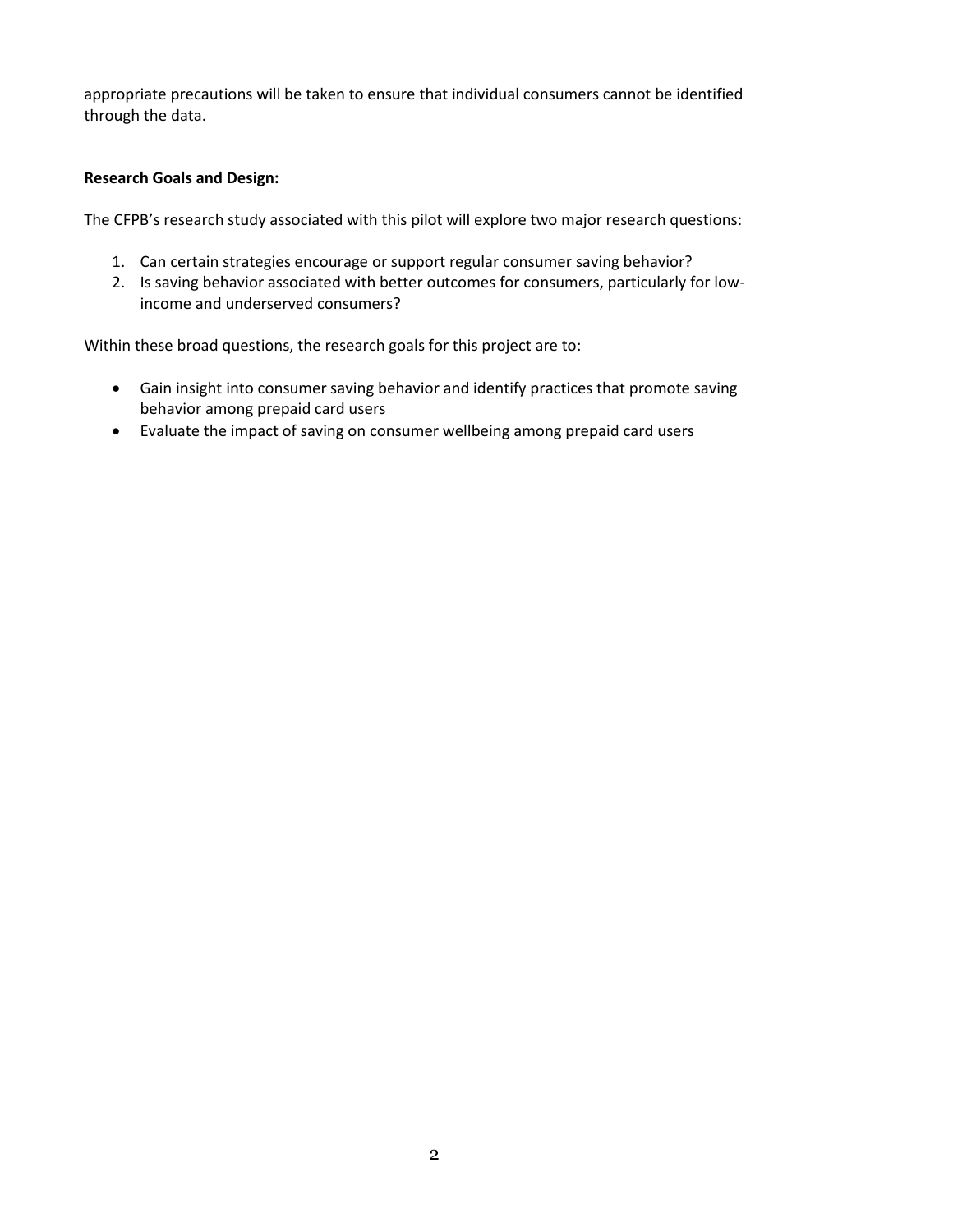appropriate precautions will be taken to ensure that individual consumers cannot be identified through the data.

**Research Goals and Design:**

The CFPB's research study associated with this pilot will explore two major research questions:

1. Can certain strategies encourage or support regular consumer saving behavior?
2. Is saving behavior associated with better outcomes for consumers, particularly for low-income and underserved consumers?

Within these broad questions, the research goals for this project are to:

- Gain insight into consumer saving behavior and identify practices that promote saving behavior among prepaid card users
- Evaluate the impact of saving on consumer wellbeing among prepaid card users